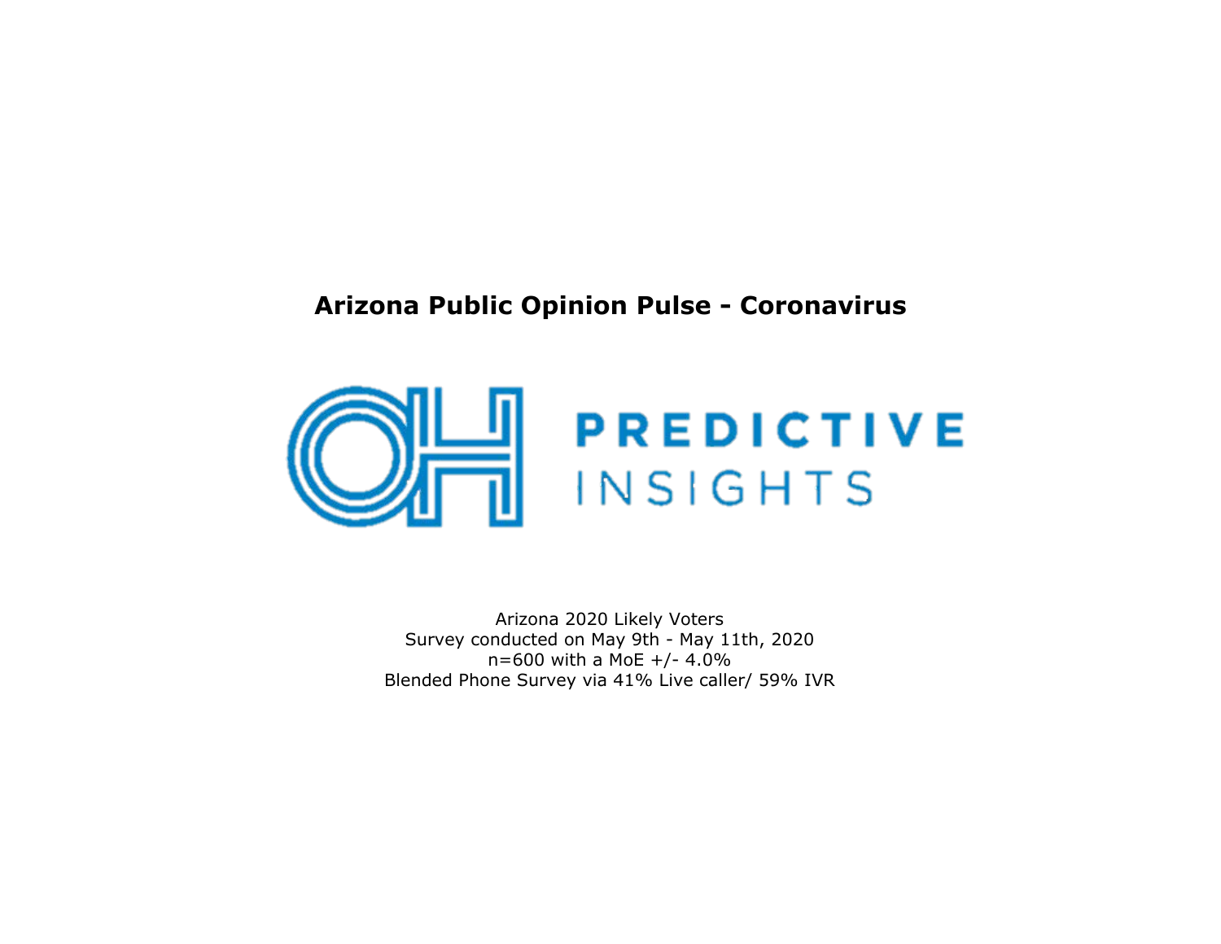# Arizona Public Opinion Pulse - Coronavirus

PREDICTIVE INSIGHTS

Arizona 2020 Likely Voters
Survey conducted on May 9th - May 11th, 2020
n=600 with a MoE +/- 4.0%
Blended Phone Survey via 41% Live caller/ 59% IVR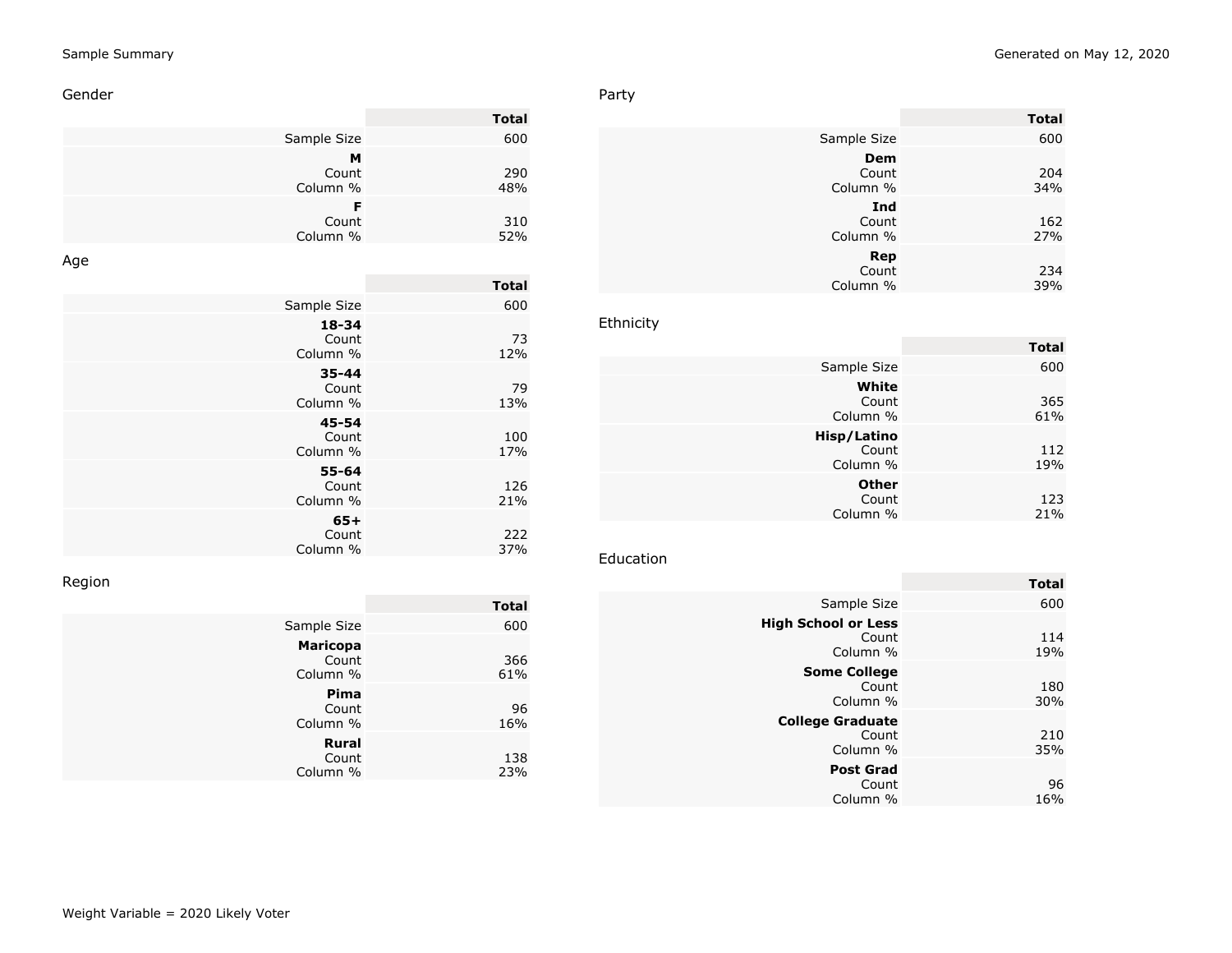Sample Summary

Generated on May 12, 2020

## Gender

| | Total |
|---|---|
| Sample Size | 600 |
| **M** | |
| Count | 290 |
| Column % | 48% |
| **F** | |
| Count | 310 |
| Column % | 52% |

## Age

| | Total |
|---|---|
| Sample Size | 600 |
| **18-34** | |
| Count | 73 |
| Column % | 12% |
| **35-44** | |
| Count | 79 |
| Column % | 13% |
| **45-54** | |
| Count | 100 |
| Column % | 17% |
| **55-64** | |
| Count | 126 |
| Column % | 21% |
| **65+** | |
| Count | 222 |
| Column % | 37% |

## Region

| | Total |
|---|---|
| Sample Size | 600 |
| **Maricopa** | |
| Count | 366 |
| Column % | 61% |
| **Pima** | |
| Count | 96 |
| Column % | 16% |
| **Rural** | |
| Count | 138 |
| Column % | 23% |

## Party

| | Total |
|---|---|
| Sample Size | 600 |
| **Dem** | |
| Count | 204 |
| Column % | 34% |
| **Ind** | |
| Count | 162 |
| Column % | 27% |
| **Rep** | |
| Count | 234 |
| Column % | 39% |

## Ethnicity

| | Total |
|---|---|
| Sample Size | 600 |
| **White** | |
| Count | 365 |
| Column % | 61% |
| **Hisp/Latino** | |
| Count | 112 |
| Column % | 19% |
| **Other** | |
| Count | 123 |
| Column % | 21% |

## Education

| | Total |
|---|---|
| Sample Size | 600 |
| **High School or Less** | |
| Count | 114 |
| Column % | 19% |
| **Some College** | |
| Count | 180 |
| Column % | 30% |
| **College Graduate** | |
| Count | 210 |
| Column % | 35% |
| **Post Grad** | |
| Count | 96 |
| Column % | 16% |

Weight Variable = 2020 Likely Voter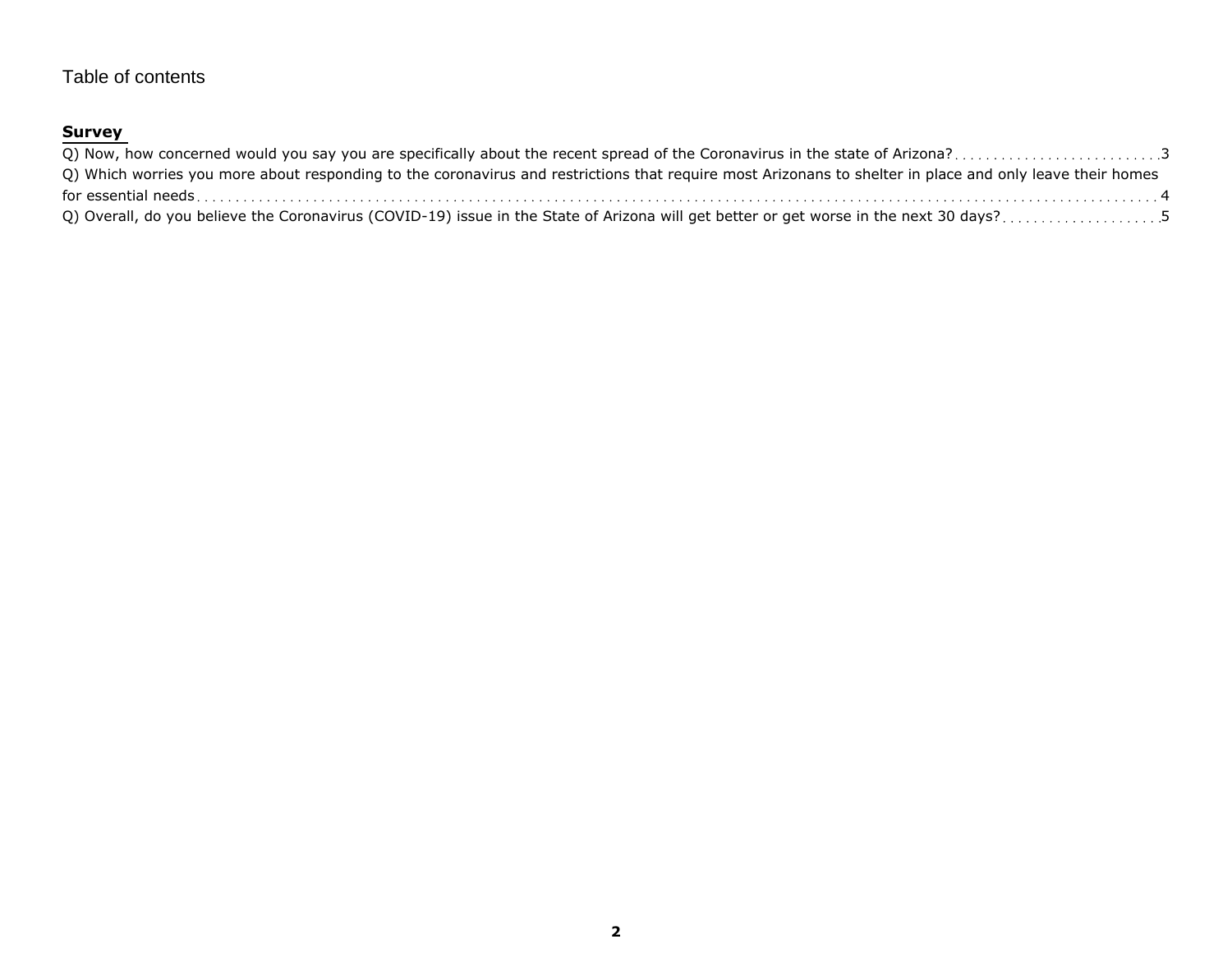Table of contents

**Survey**

Q) Now, how concerned would you say you are specifically about the recent spread of the Coronavirus in the state of Arizona? . . . . . 3

Q) Which worries you more about responding to the coronavirus and restrictions that require most Arizonans to shelter in place and only leave their homes for essential needs . . . . . 4

Q) Overall, do you believe the Coronavirus (COVID-19) issue in the State of Arizona will get better or get worse in the next 30 days? . . . . . 5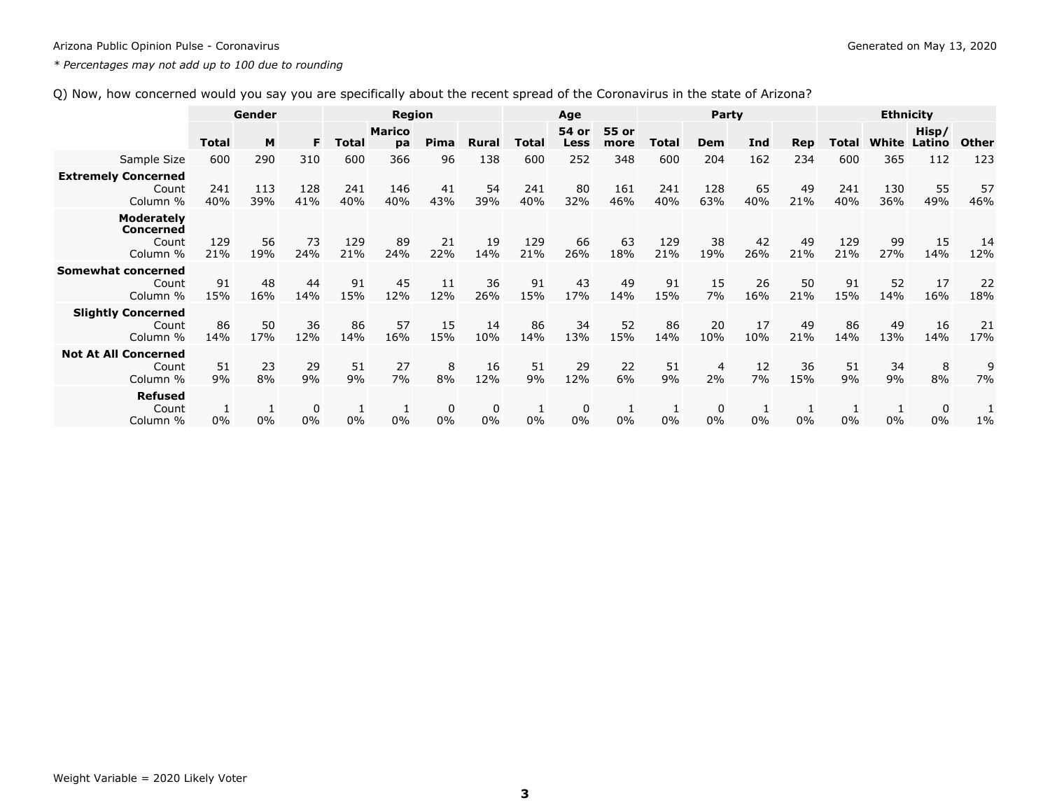Arizona Public Opinion Pulse - Coronavirus

Generated on May 13, 2020

*\* Percentages may not add up to 100 due to rounding*

Q) Now, how concerned would you say you are specifically about the recent spread of the Coronavirus in the state of Arizona?

| | Gender | | | Region | | | | Age | | | Party | | | | Ethnicity | | | |
|---|---|---|---|---|---|---|---|---|---|---|---|---|---|---|---|---|---|---|
| | **Total** | **M** | **F** | **Total** | **Maricopa** | **Pima** | **Rural** | **Total** | **54 or Less** | **55 or more** | **Total** | **Dem** | **Ind** | **Rep** | **Total** | **White** | **Hisp/ Latino** | **Other** |
| Sample Size | 600 | 290 | 310 | 600 | 366 | 96 | 138 | 600 | 252 | 348 | 600 | 204 | 162 | 234 | 600 | 365 | 112 | 123 |
| **Extremely Concerned** | | | | | | | | | | | | | | | | | | |
| Count | 241 | 113 | 128 | 241 | 146 | 41 | 54 | 241 | 80 | 161 | 241 | 128 | 65 | 49 | 241 | 130 | 55 | 57 |
| Column % | 40% | 39% | 41% | 40% | 40% | 43% | 39% | 40% | 32% | 46% | 40% | 63% | 40% | 21% | 40% | 36% | 49% | 46% |
| **Moderately Concerned** | | | | | | | | | | | | | | | | | | |
| Count | 129 | 56 | 73 | 129 | 89 | 21 | 19 | 129 | 66 | 63 | 129 | 38 | 42 | 49 | 129 | 99 | 15 | 14 |
| Column % | 21% | 19% | 24% | 21% | 24% | 22% | 14% | 21% | 26% | 18% | 21% | 19% | 26% | 21% | 21% | 27% | 14% | 12% |
| **Somewhat concerned** | | | | | | | | | | | | | | | | | | |
| Count | 91 | 48 | 44 | 91 | 45 | 11 | 36 | 91 | 43 | 49 | 91 | 15 | 26 | 50 | 91 | 52 | 17 | 22 |
| Column % | 15% | 16% | 14% | 15% | 12% | 12% | 26% | 15% | 17% | 14% | 15% | 7% | 16% | 21% | 15% | 14% | 16% | 18% |
| **Slightly Concerned** | | | | | | | | | | | | | | | | | | |
| Count | 86 | 50 | 36 | 86 | 57 | 15 | 14 | 86 | 34 | 52 | 86 | 20 | 17 | 49 | 86 | 49 | 16 | 21 |
| Column % | 14% | 17% | 12% | 14% | 16% | 15% | 10% | 14% | 13% | 15% | 14% | 10% | 10% | 21% | 14% | 13% | 14% | 17% |
| **Not At All Concerned** | | | | | | | | | | | | | | | | | | |
| Count | 51 | 23 | 29 | 51 | 27 | 8 | 16 | 51 | 29 | 22 | 51 | 4 | 12 | 36 | 51 | 34 | 8 | 9 |
| Column % | 9% | 8% | 9% | 9% | 7% | 8% | 12% | 9% | 12% | 6% | 9% | 2% | 7% | 15% | 9% | 9% | 8% | 7% |
| **Refused** | | | | | | | | | | | | | | | | | | |
| Count | 1 | 1 | 0 | 1 | 1 | 0 | 0 | 1 | 0 | 1 | 1 | 0 | 1 | 1 | 1 | 1 | 0 | 1 |
| Column % | 0% | 0% | 0% | 0% | 0% | 0% | 0% | 0% | 0% | 0% | 0% | 0% | 0% | 0% | 0% | 0% | 0% | 1% |

Weight Variable = 2020 Likely Voter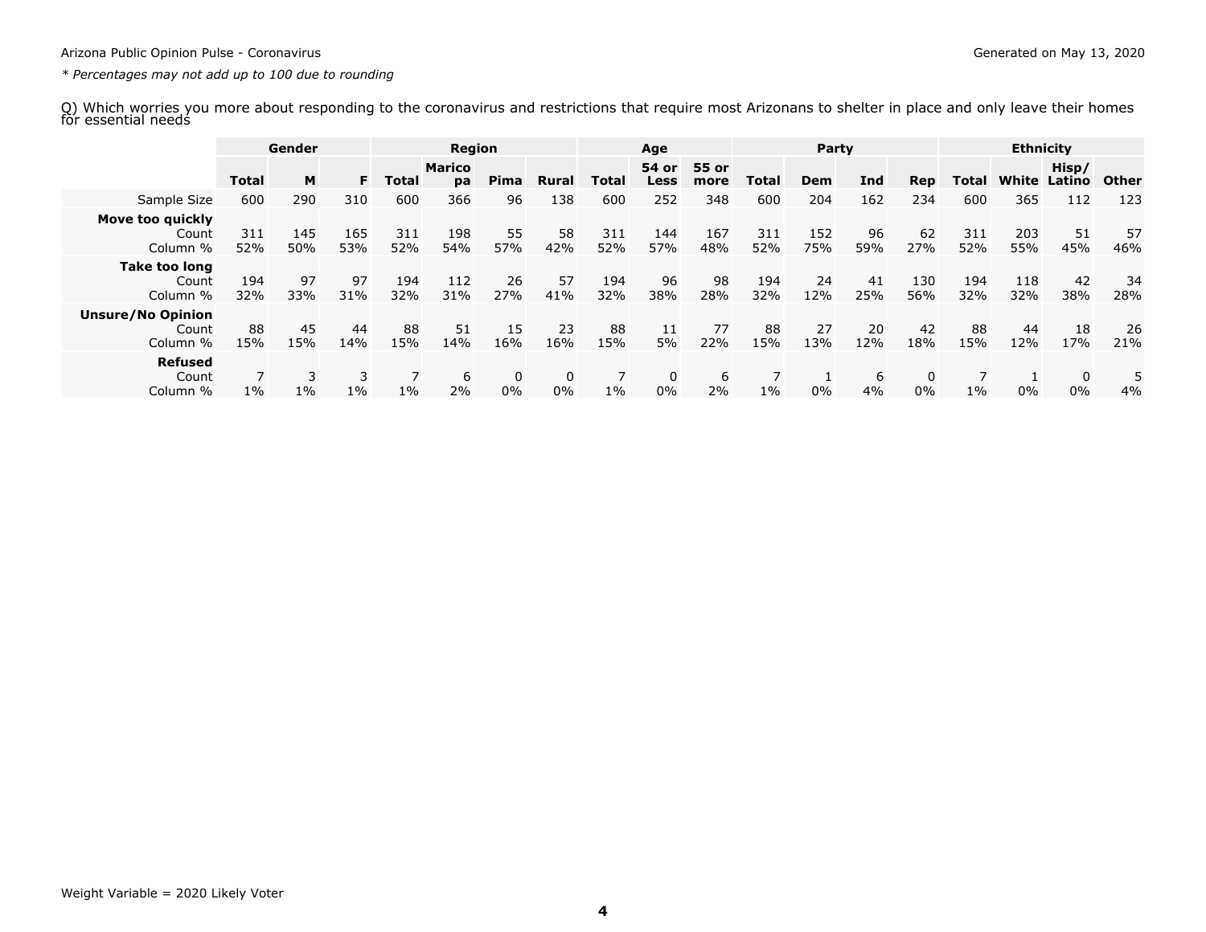*\* Percentages may not add up to 100 due to rounding*

Q) Which worries you more about responding to the coronavirus and restrictions that require most Arizonans to shelter in place and only leave their homes for essential needs

| | Gender | | | Region | | | | Age | | | Party | | | | Ethnicity | | | |
|---|---|---|---|---|---|---|---|---|---|---|---|---|---|---|---|---|---|---|
| | **Total** | **M** | **F** | **Total** | **Maricopa** | **Pima** | **Rural** | **Total** | **54 or Less** | **55 or more** | **Total** | **Dem** | **Ind** | **Rep** | **Total** | **White** | **Hisp/ Latino** | **Other** |
| Sample Size | 600 | 290 | 310 | 600 | 366 | 96 | 138 | 600 | 252 | 348 | 600 | 204 | 162 | 234 | 600 | 365 | 112 | 123 |
| **Move too quickly** | | | | | | | | | | | | | | | | | | |
| Count | 311 | 145 | 165 | 311 | 198 | 55 | 58 | 311 | 144 | 167 | 311 | 152 | 96 | 62 | 311 | 203 | 51 | 57 |
| Column % | 52% | 50% | 53% | 52% | 54% | 57% | 42% | 52% | 57% | 48% | 52% | 75% | 59% | 27% | 52% | 55% | 45% | 46% |
| **Take too long** | | | | | | | | | | | | | | | | | | |
| Count | 194 | 97 | 97 | 194 | 112 | 26 | 57 | 194 | 96 | 98 | 194 | 24 | 41 | 130 | 194 | 118 | 42 | 34 |
| Column % | 32% | 33% | 31% | 32% | 31% | 27% | 41% | 32% | 38% | 28% | 32% | 12% | 25% | 56% | 32% | 32% | 38% | 28% |
| **Unsure/No Opinion** | | | | | | | | | | | | | | | | | | |
| Count | 88 | 45 | 44 | 88 | 51 | 15 | 23 | 88 | 11 | 77 | 88 | 27 | 20 | 42 | 88 | 44 | 18 | 26 |
| Column % | 15% | 15% | 14% | 15% | 14% | 16% | 16% | 15% | 5% | 22% | 15% | 13% | 12% | 18% | 15% | 12% | 17% | 21% |
| **Refused** | | | | | | | | | | | | | | | | | | |
| Count | 7 | 3 | 3 | 7 | 6 | 0 | 0 | 7 | 0 | 6 | 7 | 1 | 6 | 0 | 7 | 1 | 0 | 5 |
| Column % | 1% | 1% | 1% | 1% | 2% | 0% | 0% | 1% | 0% | 2% | 1% | 0% | 4% | 0% | 1% | 0% | 0% | 4% |

Weight Variable = 2020 Likely Voter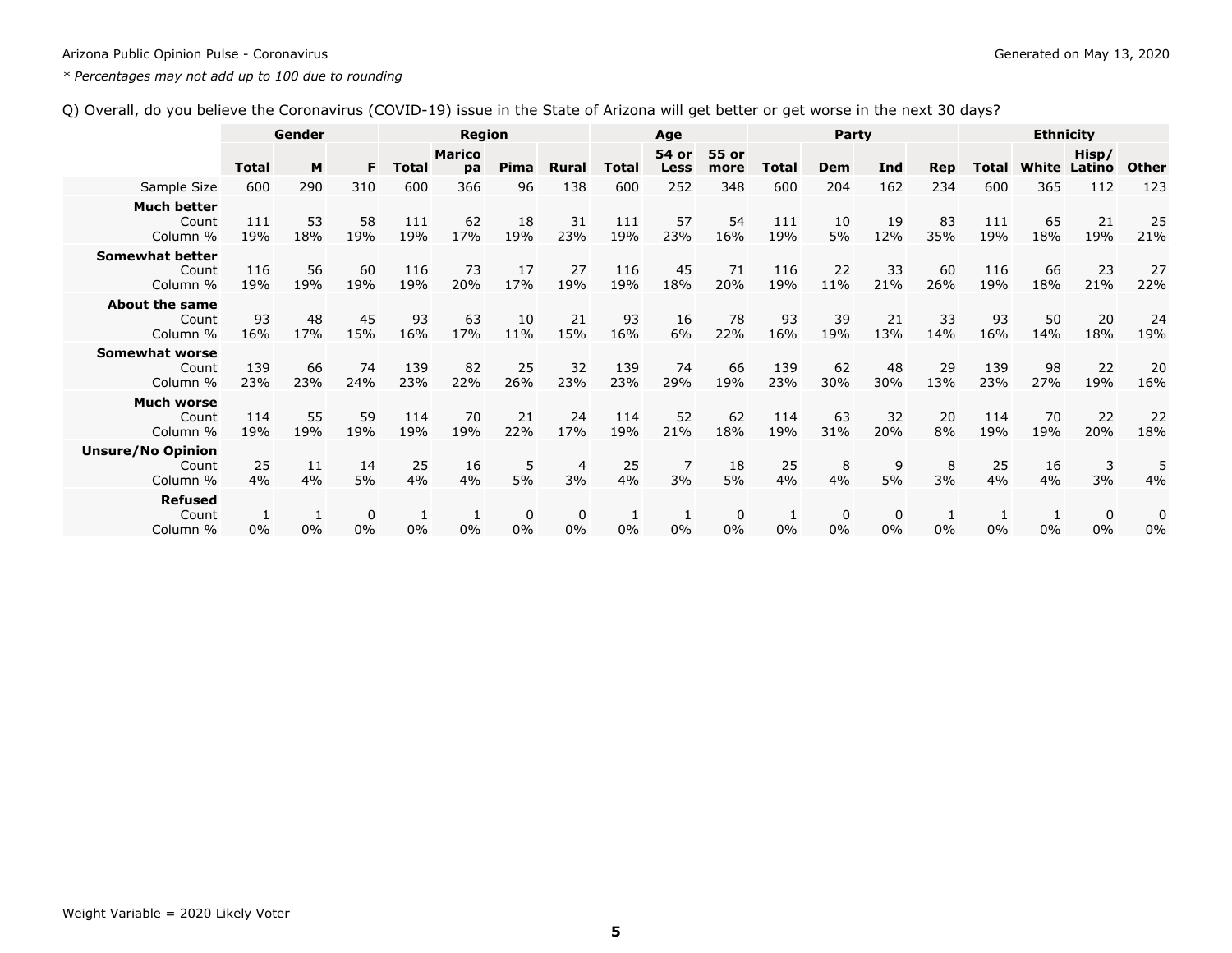*\* Percentages may not add up to 100 due to rounding*

Q) Overall, do you believe the Coronavirus (COVID-19) issue in the State of Arizona will get better or get worse in the next 30 days?

| | Gender | | | Region | | | | Age | | | Party | | | | Ethnicity | | | |
|---|---|---|---|---|---|---|---|---|---|---|---|---|---|---|---|---|---|---|
| | **Total** | **M** | **F** | **Total** | **Maricopa** | **Pima** | **Rural** | **Total** | **54 or Less** | **55 or more** | **Total** | **Dem** | **Ind** | **Rep** | **Total** | **White** | **Hisp/ Latino** | **Other** |
| Sample Size | 600 | 290 | 310 | 600 | 366 | 96 | 138 | 600 | 252 | 348 | 600 | 204 | 162 | 234 | 600 | 365 | 112 | 123 |
| **Much better** | | | | | | | | | | | | | | | | | | |
| Count | 111 | 53 | 58 | 111 | 62 | 18 | 31 | 111 | 57 | 54 | 111 | 10 | 19 | 83 | 111 | 65 | 21 | 25 |
| Column % | 19% | 18% | 19% | 19% | 17% | 19% | 23% | 19% | 23% | 16% | 19% | 5% | 12% | 35% | 19% | 18% | 19% | 21% |
| **Somewhat better** | | | | | | | | | | | | | | | | | | |
| Count | 116 | 56 | 60 | 116 | 73 | 17 | 27 | 116 | 45 | 71 | 116 | 22 | 33 | 60 | 116 | 66 | 23 | 27 |
| Column % | 19% | 19% | 19% | 19% | 20% | 17% | 19% | 19% | 18% | 20% | 19% | 11% | 21% | 26% | 19% | 18% | 21% | 22% |
| **About the same** | | | | | | | | | | | | | | | | | | |
| Count | 93 | 48 | 45 | 93 | 63 | 10 | 21 | 93 | 16 | 78 | 93 | 39 | 21 | 33 | 93 | 50 | 20 | 24 |
| Column % | 16% | 17% | 15% | 16% | 17% | 11% | 15% | 16% | 6% | 22% | 16% | 19% | 13% | 14% | 16% | 14% | 18% | 19% |
| **Somewhat worse** | | | | | | | | | | | | | | | | | | |
| Count | 139 | 66 | 74 | 139 | 82 | 25 | 32 | 139 | 74 | 66 | 139 | 62 | 48 | 29 | 139 | 98 | 22 | 20 |
| Column % | 23% | 23% | 24% | 23% | 22% | 26% | 23% | 23% | 29% | 19% | 23% | 30% | 30% | 13% | 23% | 27% | 19% | 16% |
| **Much worse** | | | | | | | | | | | | | | | | | | |
| Count | 114 | 55 | 59 | 114 | 70 | 21 | 24 | 114 | 52 | 62 | 114 | 63 | 32 | 20 | 114 | 70 | 22 | 22 |
| Column % | 19% | 19% | 19% | 19% | 19% | 22% | 17% | 19% | 21% | 18% | 19% | 31% | 20% | 8% | 19% | 19% | 20% | 18% |
| **Unsure/No Opinion** | | | | | | | | | | | | | | | | | | |
| Count | 25 | 11 | 14 | 25 | 16 | 5 | 4 | 25 | 7 | 18 | 25 | 8 | 9 | 8 | 25 | 16 | 3 | 5 |
| Column % | 4% | 4% | 5% | 4% | 4% | 5% | 3% | 4% | 3% | 5% | 4% | 4% | 5% | 3% | 4% | 4% | 3% | 4% |
| **Refused** | | | | | | | | | | | | | | | | | | |
| Count | 1 | 1 | 0 | 1 | 1 | 0 | 0 | 1 | 1 | 0 | 1 | 0 | 0 | 1 | 1 | 1 | 0 | 0 |
| Column % | 0% | 0% | 0% | 0% | 0% | 0% | 0% | 0% | 0% | 0% | 0% | 0% | 0% | 0% | 0% | 0% | 0% | 0% |

Weight Variable = 2020 Likely Voter